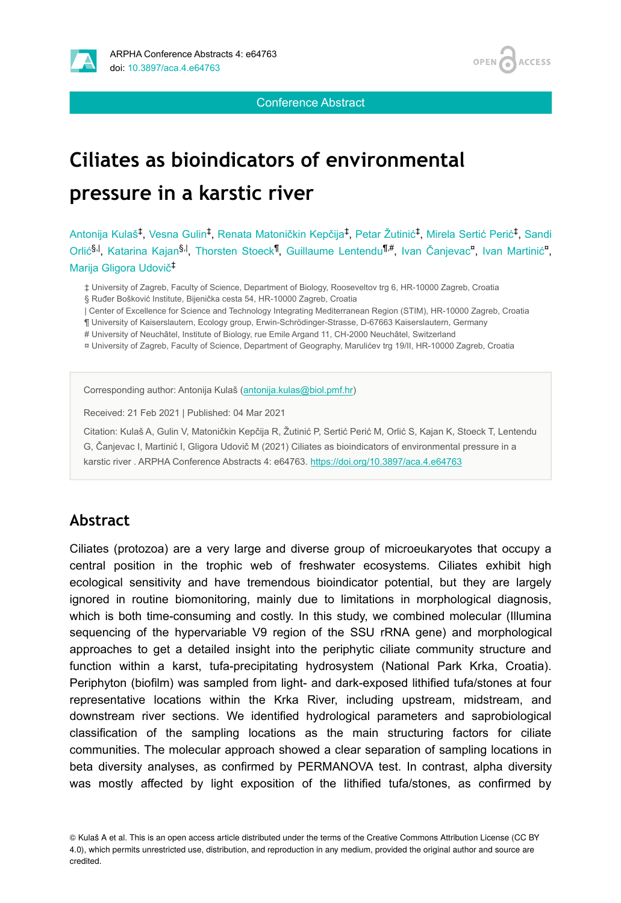Conference Abstract

# Ciliates as bioindicators of environmental pressure in a karstic river

Antonija Kulaš[‡], Vesna Gulin[‡], Renata Matoničkin Kepčija[‡], Petar Žutinić[‡], Mirela Sertić Perić[‡], Sandi Orlić[§,|], Katarina Kajan[§,|], Thorsten Stoeck[¶], Guillaume Lentendu[¶,#], Ivan Čanjevac[¤], Ivan Martinić[¤], Marija Gligora Udovič[‡]

‡ University of Zagreb, Faculty of Science, Department of Biology, Rooseveltov trg 6, HR-10000 Zagreb, Croatia
§ Ruđer Bošković Institute, Bijenička cesta 54, HR-10000 Zagreb, Croatia
| Center of Excellence for Science and Technology Integrating Mediterranean Region (STIM), HR-10000 Zagreb, Croatia
¶ University of Kaiserslautern, Ecology group, Erwin-Schrödinger-Strasse, D-67663 Kaiserslautern, Germany
# University of Neuchâtel, Institute of Biology, rue Emile Argand 11, CH-2000 Neuchâtel, Switzerland
¤ University of Zagreb, Faculty of Science, Department of Geography, Marulićev trg 19/II, HR-10000 Zagreb, Croatia

Corresponding author: Antonija Kulaš (antonija.kulas@biol.pmf.hr)

Received: 21 Feb 2021 | Published: 04 Mar 2021

Citation: Kulaš A, Gulin V, Matoničkin Kepčija R, Žutinić P, Sertić Perić M, Orlić S, Kajan K, Stoeck T, Lentendu G, Čanjevac I, Martinić I, Gligora Udovič M (2021) Ciliates as bioindicators of environmental pressure in a karstic river . ARPHA Conference Abstracts 4: e64763. https://doi.org/10.3897/aca.4.e64763

## Abstract

Ciliates (protozoa) are a very large and diverse group of microeukaryotes that occupy a central position in the trophic web of freshwater ecosystems. Ciliates exhibit high ecological sensitivity and have tremendous bioindicator potential, but they are largely ignored in routine biomonitoring, mainly due to limitations in morphological diagnosis, which is both time-consuming and costly. In this study, we combined molecular (Illumina sequencing of the hypervariable V9 region of the SSU rRNA gene) and morphological approaches to get a detailed insight into the periphytic ciliate community structure and function within a karst, tufa-precipitating hydrosystem (National Park Krka, Croatia). Periphyton (biofilm) was sampled from light- and dark-exposed lithified tufa/stones at four representative locations within the Krka River, including upstream, midstream, and downstream river sections. We identified hydrological parameters and saprobiological classification of the sampling locations as the main structuring factors for ciliate communities. The molecular approach showed a clear separation of sampling locations in beta diversity analyses, as confirmed by PERMANOVA test. In contrast, alpha diversity was mostly affected by light exposition of the lithified tufa/stones, as confirmed by

© Kulaš A et al. This is an open access article distributed under the terms of the Creative Commons Attribution License (CC BY 4.0), which permits unrestricted use, distribution, and reproduction in any medium, provided the original author and source are credited.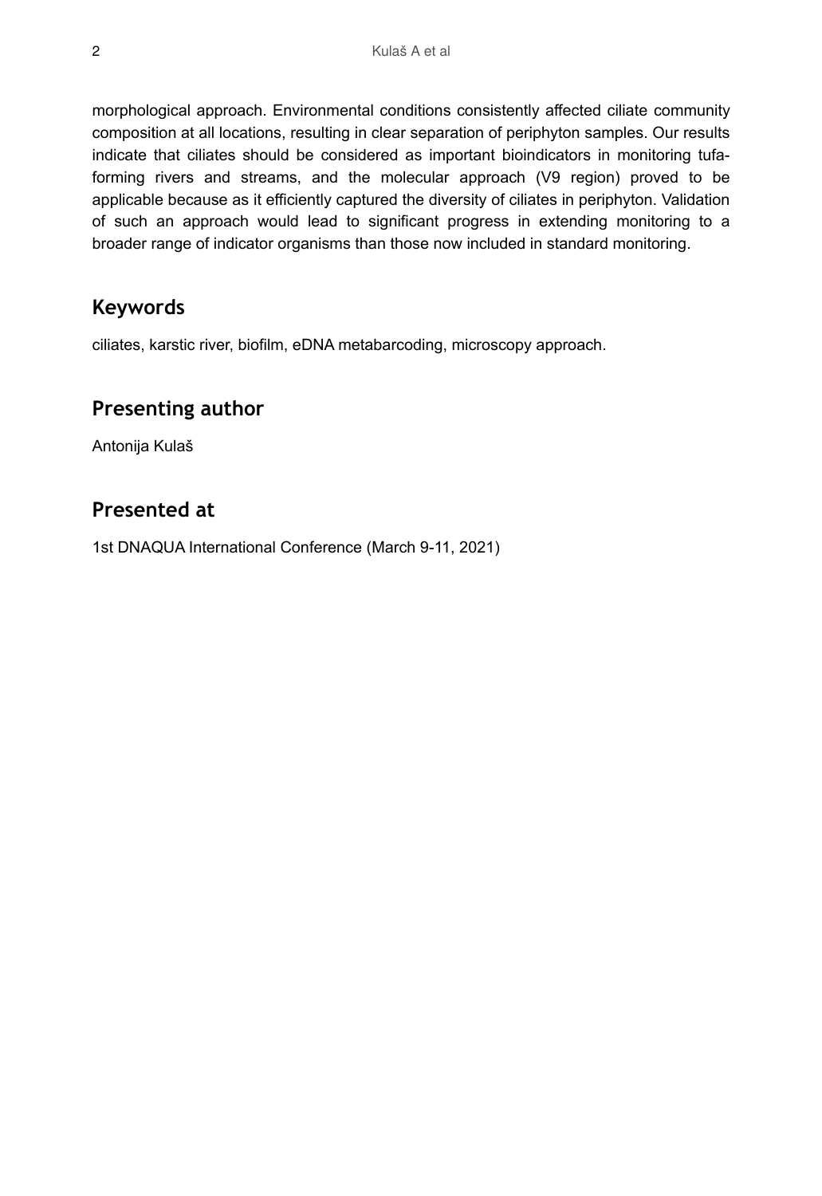morphological approach. Environmental conditions consistently affected ciliate community composition at all locations, resulting in clear separation of periphyton samples. Our results indicate that ciliates should be considered as important bioindicators in monitoring tufa-forming rivers and streams, and the molecular approach (V9 region) proved to be applicable because as it efficiently captured the diversity of ciliates in periphyton. Validation of such an approach would lead to significant progress in extending monitoring to a broader range of indicator organisms than those now included in standard monitoring.

## Keywords

ciliates, karstic river, biofilm, eDNA metabarcoding, microscopy approach.

## Presenting author

Antonija Kulaš

## Presented at

1st DNAQUA International Conference (March 9-11, 2021)